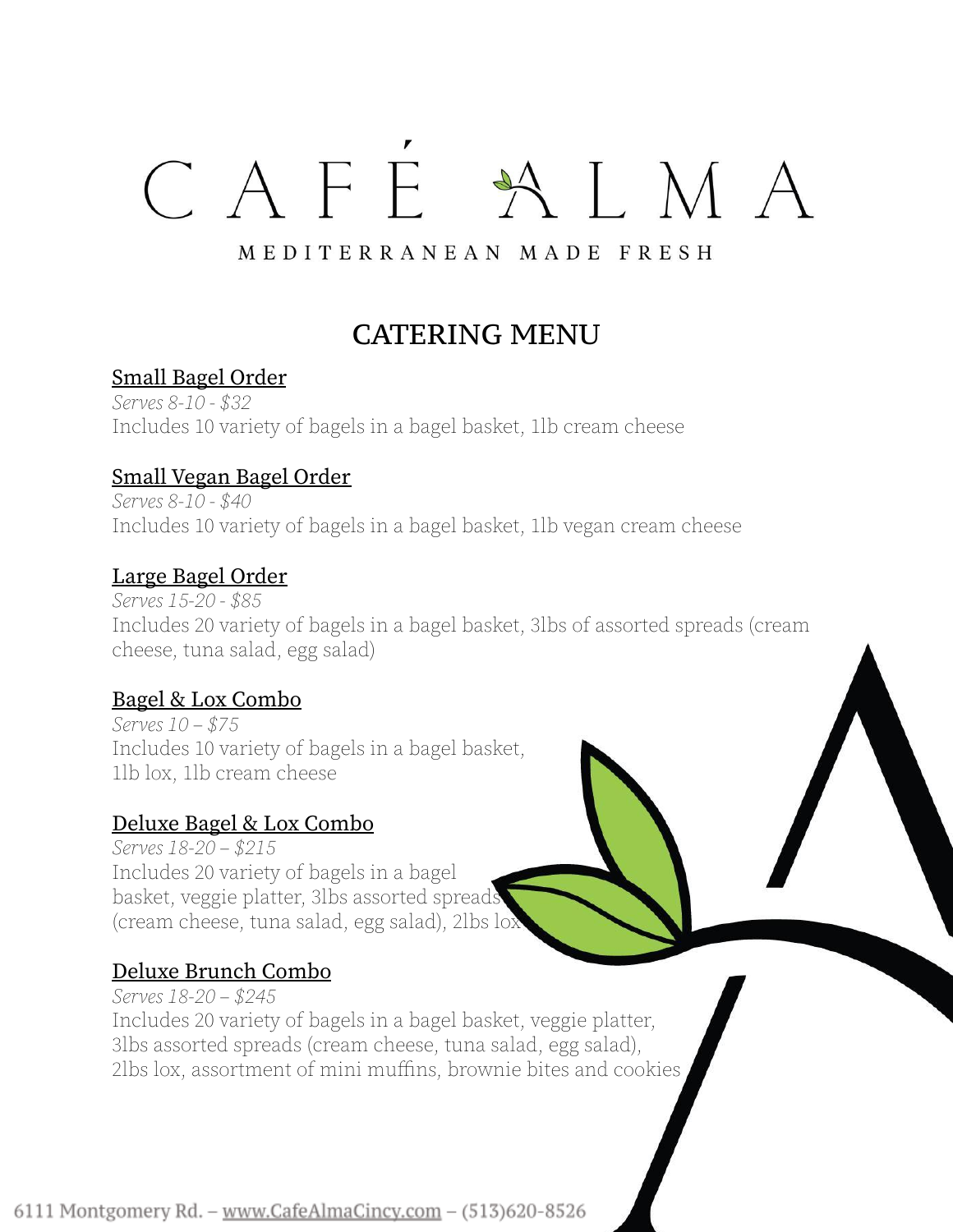# CAFÉ ALMA

MEDITERRANEAN MADE FRESH

## CATERING MENU

### Small Bagel Order

*Serves 8-10 - $32*

Includes 10 variety of bagels in a bagel basket, 1lb cream cheese

### Small Vegan Bagel Order

*Serves 8-10 - $40*

Includes 10 variety of bagels in a bagel basket, 1lb vegan cream cheese

### Large Bagel Order

*Serves 15-20 - $85*

Includes 20 variety of bagels in a bagel basket, 3lbs of assorted spreads (cream cheese, tuna salad, egg salad)

### Bagel & Lox Combo

*Serves 10 – $75*

Includes 10 variety of bagels in a bagel basket, 1lb lox, 1lb cream cheese

### Deluxe Bagel & Lox Combo

*Serves 18-20 – $215*

Includes 20 variety of bagels in a bagel basket, veggie platter, 3lbs assorted spreads (cream cheese, tuna salad, egg salad), 2lbs lox

### Deluxe Brunch Combo

*Serves 18-20 – $245*

Includes 20 variety of bagels in a bagel basket, veggie platter, 3lbs assorted spreads (cream cheese, tuna salad, egg salad), 2lbs lox, assortment of mini muffins, brownie bites and cookies

6111 Montgomery Rd. – www.CafeAlmaCincy.com – (513)620-8526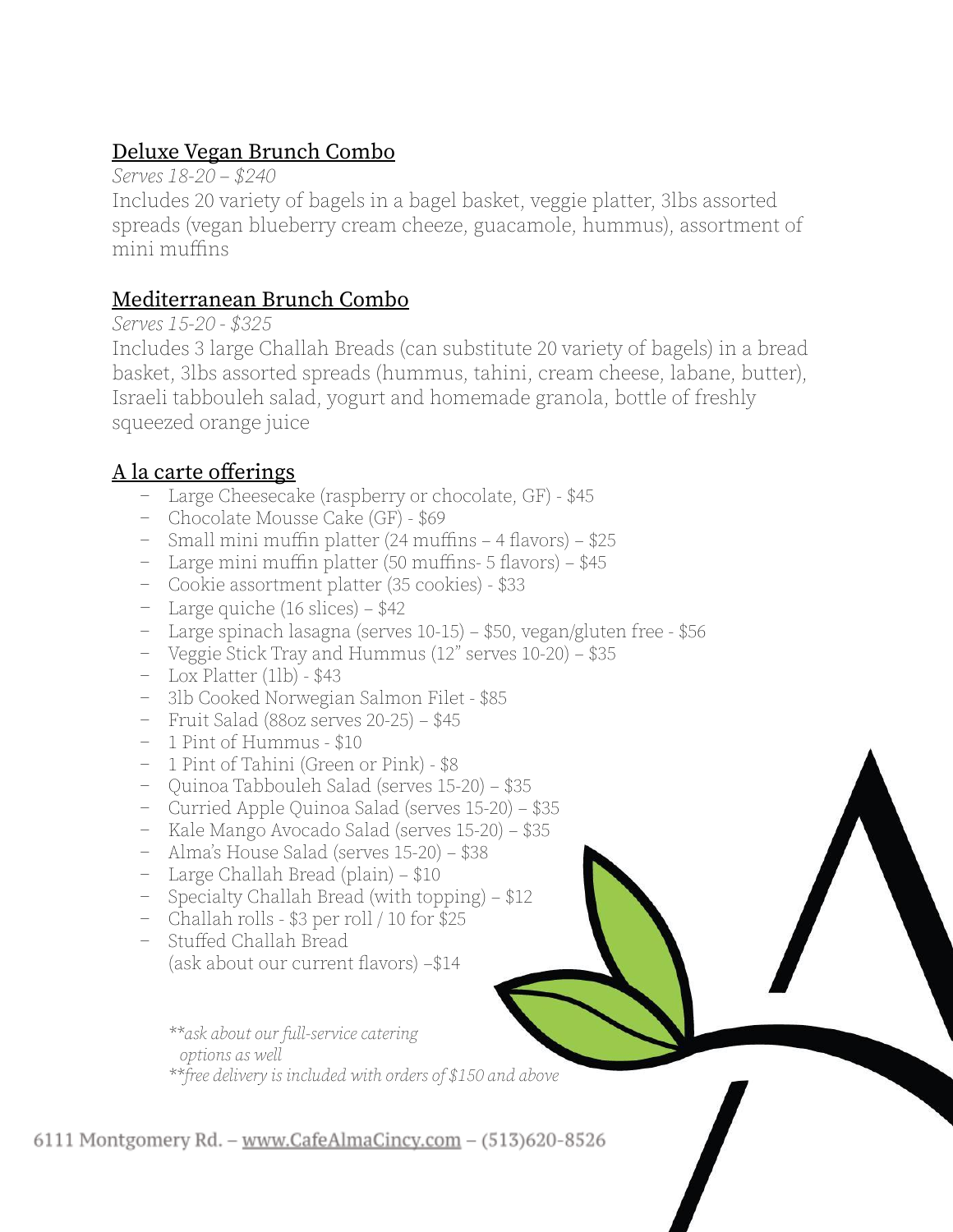## Deluxe Vegan Brunch Combo

*Serves 18-20 – $240*

Includes 20 variety of bagels in a bagel basket, veggie platter, 3lbs assorted spreads (vegan blueberry cream cheeze, guacamole, hummus), assortment of mini muffins

## Mediterranean Brunch Combo

*Serves 15-20 - $325*

Includes 3 large Challah Breads (can substitute 20 variety of bagels) in a bread basket, 3lbs assorted spreads (hummus, tahini, cream cheese, labane, butter), Israeli tabbouleh salad, yogurt and homemade granola, bottle of freshly squeezed orange juice

## A la carte offerings

- Large Cheesecake (raspberry or chocolate, GF) - $45
- Chocolate Mousse Cake (GF) - $69
- Small mini muffin platter (24 muffins – 4 flavors) – $25
- Large mini muffin platter (50 muffins- 5 flavors) – $45
- Cookie assortment platter (35 cookies) - $33
- Large quiche (16 slices) – $42
- Large spinach lasagna (serves 10-15) – $50, vegan/gluten free - $56
- Veggie Stick Tray and Hummus (12" serves 10-20) – $35
- Lox Platter (1lb) - $43
- 3lb Cooked Norwegian Salmon Filet - $85
- Fruit Salad (88oz serves 20-25) – $45
- 1 Pint of Hummus - $10
- 1 Pint of Tahini (Green or Pink) - $8
- Quinoa Tabbouleh Salad (serves 15-20) – $35
- Curried Apple Quinoa Salad (serves 15-20) – $35
- Kale Mango Avocado Salad (serves 15-20) – $35
- Alma's House Salad (serves 15-20) – $38
- Large Challah Bread (plain) – $10
- Specialty Challah Bread (with topping) – $12
- Challah rolls - $3 per roll / 10 for $25
- Stuffed Challah Bread (ask about our current flavors) –$14

*\*\*ask about our full-service catering options as well*

*\*\*free delivery is included with orders of $150 and above*

6111 Montgomery Rd. – www.CafeAlmaCincy.com – (513)620-8526